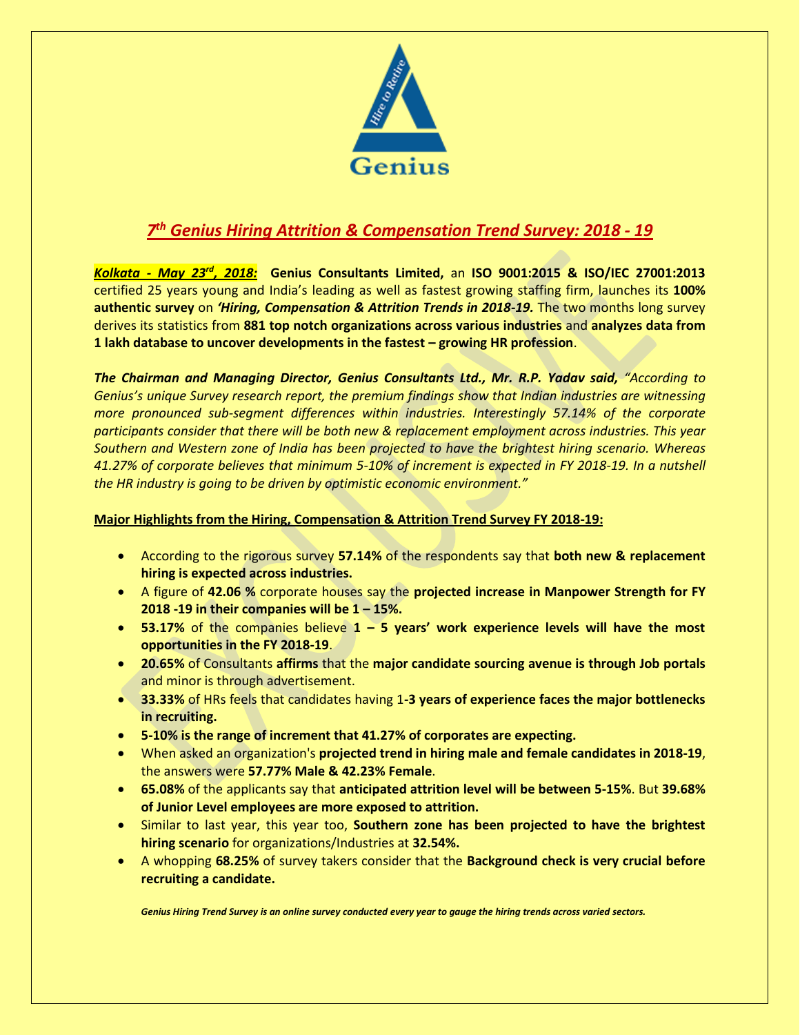# *7th Genius Hiring Attrition & Compensation Trend Survey: 2018 - 19*

***Kolkata - May 23rd, 2018:*** **Genius Consultants Limited,** an **ISO 9001:2015 & ISO/IEC 27001:2013** certified 25 years young and India's leading as well as fastest growing staffing firm, launches its **100% authentic survey** on ***'Hiring, Compensation & Attrition Trends in 2018-19.*** The two months long survey derives its statistics from **881 top notch organizations across various industries** and **analyzes data from 1 lakh database to uncover developments in the fastest – growing HR profession**.

***The Chairman and Managing Director, Genius Consultants Ltd., Mr. R.P. Yadav said,*** *"According to Genius's unique Survey research report, the premium findings show that Indian industries are witnessing more pronounced sub-segment differences within industries. Interestingly 57.14% of the corporate participants consider that there will be both new & replacement employment across industries. This year Southern and Western zone of India has been projected to have the brightest hiring scenario. Whereas 41.27% of corporate believes that minimum 5-10% of increment is expected in FY 2018-19. In a nutshell the HR industry is going to be driven by optimistic economic environment."*

**Major Highlights from the Hiring, Compensation & Attrition Trend Survey FY 2018-19:**

- According to the rigorous survey **57.14%** of the respondents say that **both new & replacement hiring is expected across industries.**
- A figure of **42.06 %** corporate houses say the **projected increase in Manpower Strength for FY 2018 -19 in their companies will be 1 – 15%.**
- **53.17%** of the companies believe **1 – 5 years' work experience levels will have the most opportunities in the FY 2018-19**.
- **20.65%** of Consultants **affirms** that the **major candidate sourcing avenue is through Job portals** and minor is through advertisement.
- **33.33%** of HRs feels that candidates having 1**-3 years of experience faces the major bottlenecks in recruiting.**
- **5-10% is the range of increment that 41.27% of corporates are expecting.**
- When asked an organization's **projected trend in hiring male and female candidates in 2018-19**, the answers were **57.77% Male & 42.23% Female**.
- **65.08%** of the applicants say that **anticipated attrition level will be between 5-15%**. But **39.68% of Junior Level employees are more exposed to attrition.**
- Similar to last year, this year too, **Southern zone has been projected to have the brightest hiring scenario** for organizations/Industries at **32.54%.**
- A whopping **68.25%** of survey takers consider that the **Background check is very crucial before recruiting a candidate.**

***Genius Hiring Trend Survey is an online survey conducted every year to gauge the hiring trends across varied sectors.***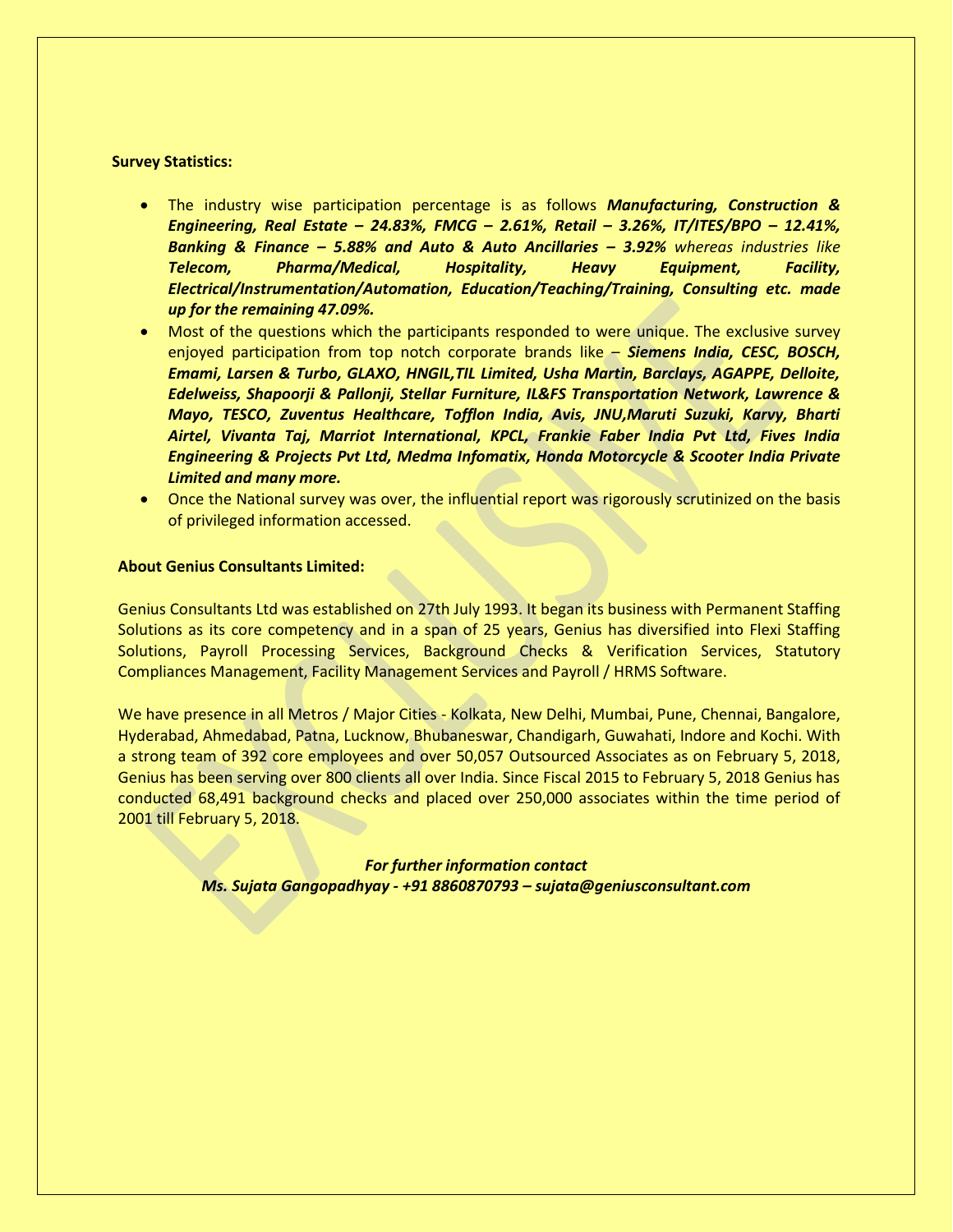**Survey Statistics:**

- The industry wise participation percentage is as follows ***Manufacturing, Construction & Engineering, Real Estate – 24.83%, FMCG – 2.61%, Retail – 3.26%, IT/ITES/BPO – 12.41%, Banking & Finance – 5.88% and Auto & Auto Ancillaries – 3.92%*** *whereas industries like* ***Telecom, Pharma/Medical, Hospitality, Heavy Equipment, Facility, Electrical/Instrumentation/Automation, Education/Teaching/Training, Consulting etc. made up for the remaining 47.09%.***
- Most of the questions which the participants responded to were unique. The exclusive survey enjoyed participation from top notch corporate brands like – ***Siemens India, CESC, BOSCH, Emami, Larsen & Turbo, GLAXO, HNGIL,TIL Limited, Usha Martin, Barclays, AGAPPE, Delloite, Edelweiss, Shapoorji & Pallonji, Stellar Furniture, IL&FS Transportation Network, Lawrence & Mayo, TESCO, Zuventus Healthcare, Tofflon India, Avis, JNU,Maruti Suzuki, Karvy, Bharti Airtel, Vivanta Taj, Marriot International, KPCL, Frankie Faber India Pvt Ltd, Fives India Engineering & Projects Pvt Ltd, Medma Infomatix, Honda Motorcycle & Scooter India Private Limited and many more.***
- Once the National survey was over, the influential report was rigorously scrutinized on the basis of privileged information accessed.

**About Genius Consultants Limited:**

Genius Consultants Ltd was established on 27th July 1993. It began its business with Permanent Staffing Solutions as its core competency and in a span of 25 years, Genius has diversified into Flexi Staffing Solutions, Payroll Processing Services, Background Checks & Verification Services, Statutory Compliances Management, Facility Management Services and Payroll / HRMS Software.

We have presence in all Metros / Major Cities - Kolkata, New Delhi, Mumbai, Pune, Chennai, Bangalore, Hyderabad, Ahmedabad, Patna, Lucknow, Bhubaneswar, Chandigarh, Guwahati, Indore and Kochi. With a strong team of 392 core employees and over 50,057 Outsourced Associates as on February 5, 2018, Genius has been serving over 800 clients all over India. Since Fiscal 2015 to February 5, 2018 Genius has conducted 68,491 background checks and placed over 250,000 associates within the time period of 2001 till February 5, 2018.

***For further information contact***
***Ms. Sujata Gangopadhyay - +91 8860870793 – sujata@geniusconsultant.com***